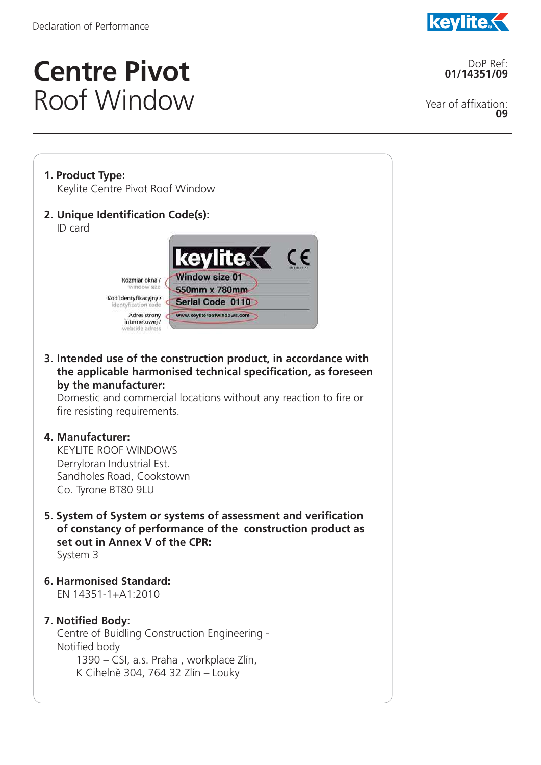Declaration of Performance

# **Centre Pivot** Roof Window

DoP Ref:
**01/14351/09**

Year of affixation:
**09**

**1. Product Type:**
Keylite Centre Pivot Roof Window

**2. Unique Identification Code(s):**
ID card

Rozmiar okna / window size

Kod identyfikacyjny / identyfication code

Adres strony internetowej / website adress

keylite CE

Window size 01

550mm x 780mm

Serial Code 0110

www.keyliteroofwindows.com

**3. Intended use of the construction product, in accordance with the applicable harmonised technical specification, as foreseen by the manufacturer:**
Domestic and commercial locations without any reaction to fire or fire resisting requirements.

**4. Manufacturer:**
KEYLITE ROOF WINDOWS
Derryloran Industrial Est.
Sandholes Road, Cookstown
Co. Tyrone BT80 9LU

**5. System of System or systems of assessment and verification of constancy of performance of the construction product as set out in Annex V of the CPR:**
System 3

**6. Harmonised Standard:**
EN 14351-1+A1:2010

**7. Notified Body:**
Centre of Buidling Construction Engineering - Notified body
1390 – CSI, a.s. Praha , workplace Zlín,
K Cihelně 304, 764 32 Zlín – Louky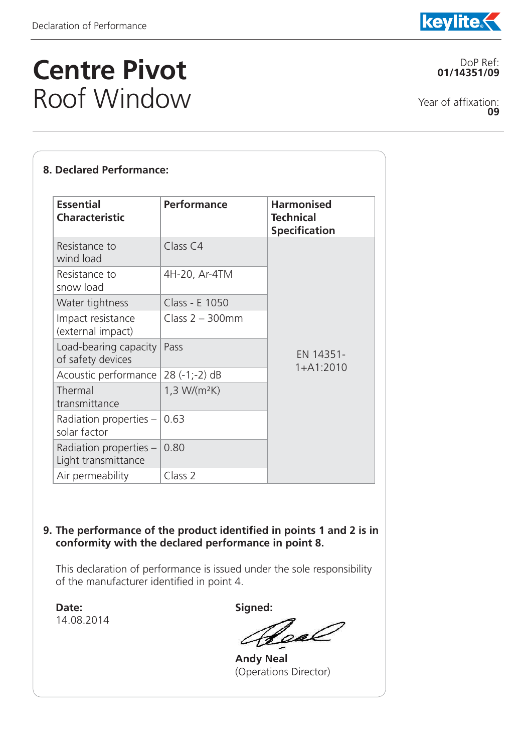# Centre Pivot Roof Window

DoP Ref: **01/14351/09**

Year of affixation: **09**

**8. Declared Performance:**

| Essential Characteristic | Performance | Harmonised Technical Specification |
|---|---|---|
| Resistance to wind load | Class C4 | EN 14351-1+A1:2010 |
| Resistance to snow load | 4H-20, Ar-4TM | |
| Water tightness | Class - E 1050 | |
| Impact resistance (external impact) | Class 2 – 300mm | |
| Load-bearing capacity of safety devices | Pass | |
| Acoustic performance | 28 (-1;-2) dB | |
| Thermal transmittance | 1,3 W/(m²K) | |
| Radiation properties – solar factor | 0.63 | |
| Radiation properties – Light transmittance | 0.80 | |
| Air permeability | Class 2 | |

**9. The performance of the product identified in points 1 and 2 is in conformity with the declared performance in point 8.**

This declaration of performance is issued under the sole responsibility of the manufacturer identified in point 4.

**Date:**
14.08.2014

**Signed:**

**Andy Neal**
(Operations Director)